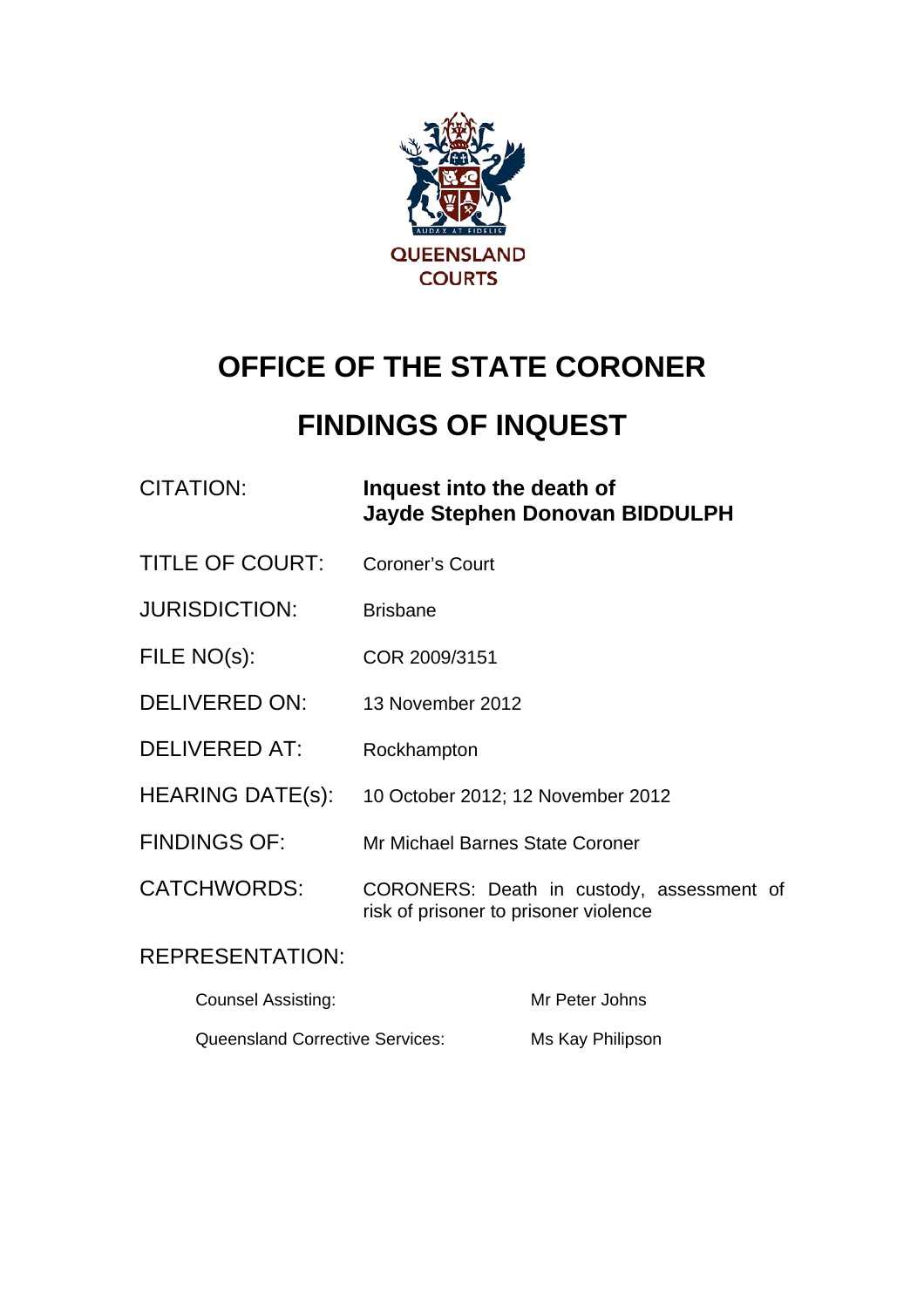QUEENSLAND COURTS

# OFFICE OF THE STATE CORONER

# FINDINGS OF INQUEST

| | |
|---|---|
| CITATION: | **Inquest into the death of Jayde Stephen Donovan BIDDULPH** |
| TITLE OF COURT: | Coroner's Court |
| JURISDICTION: | Brisbane |
| FILE NO(s): | COR 2009/3151 |
| DELIVERED ON: | 13 November 2012 |
| DELIVERED AT: | Rockhampton |
| HEARING DATE(s): | 10 October 2012; 12 November 2012 |
| FINDINGS OF: | Mr Michael Barnes State Coroner |
| CATCHWORDS: | CORONERS: Death in custody, assessment of risk of prisoner to prisoner violence |

REPRESENTATION:

| | |
|---|---|
| Counsel Assisting: | Mr Peter Johns |
| Queensland Corrective Services: | Ms Kay Philipson |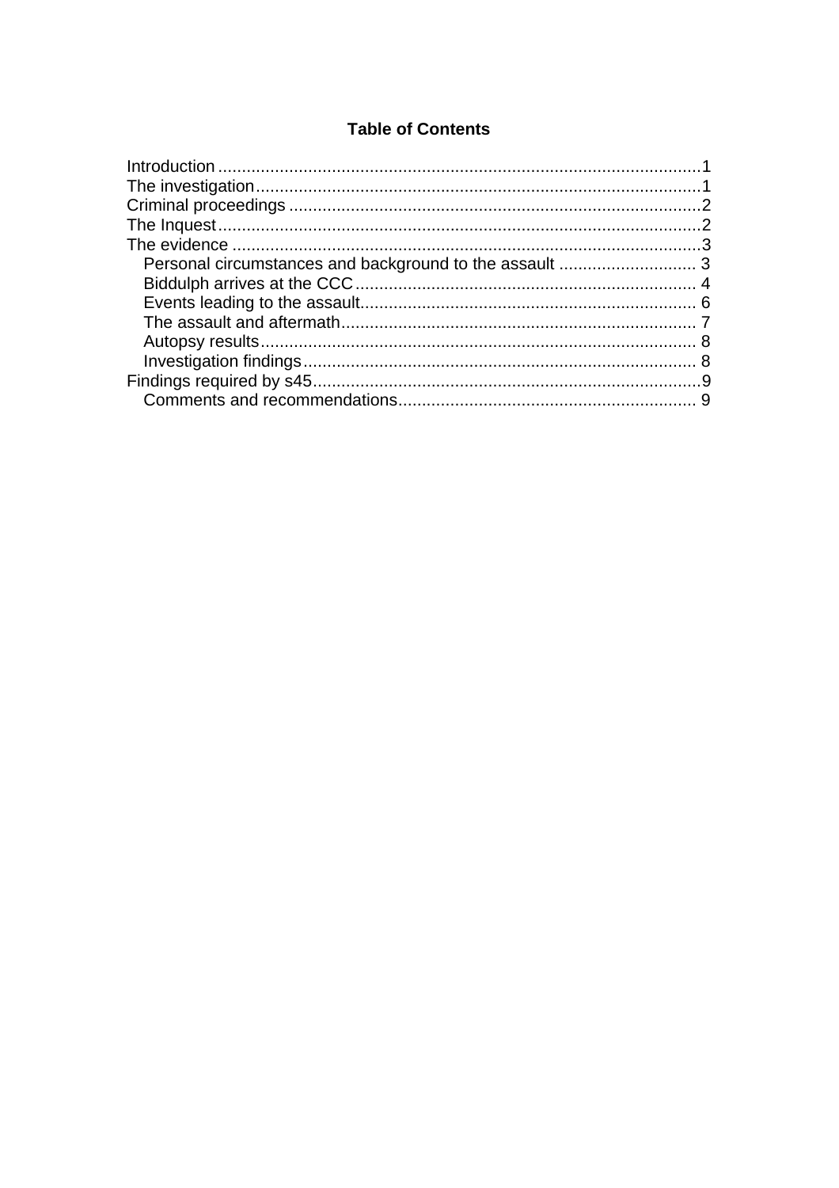## Table of Contents

- Introduction ..................................................................................................1
- The investigation ...........................................................................................1
- Criminal proceedings ....................................................................................2
- The Inquest ...................................................................................................2
- The evidence .................................................................................................3
  - Personal circumstances and background to the assault ............................ 3
  - Biddulph arrives at the CCC ........................................................................ 4
  - Events leading to the assault....................................................................... 6
  - The assault and aftermath........................................................................... 7
  - Autopsy results............................................................................................ 8
  - Investigation findings................................................................................... 8
- Findings required by s45 ...............................................................................9
  - Comments and recommendations............................................................... 9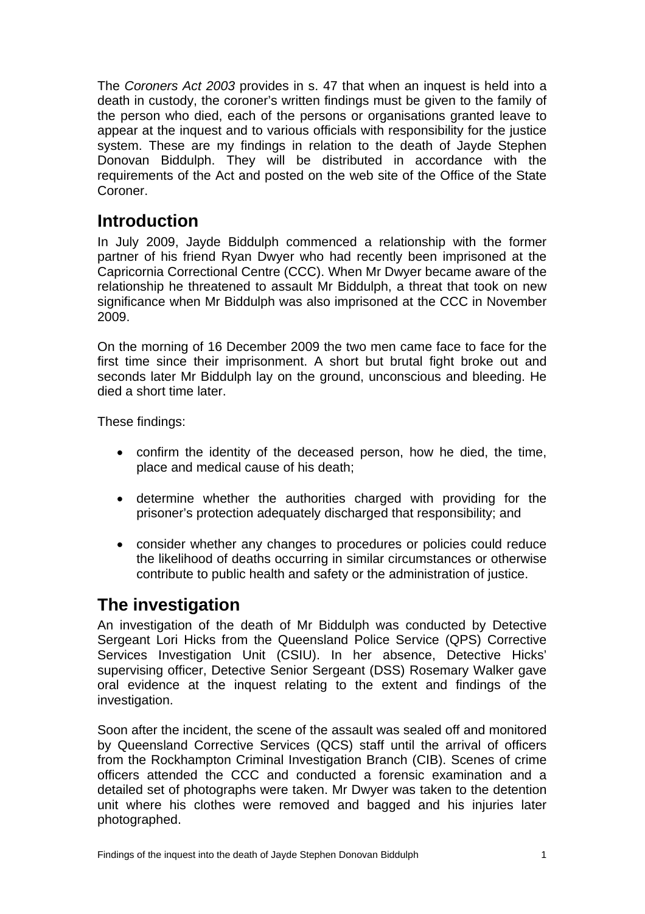The *Coroners Act 2003* provides in s. 47 that when an inquest is held into a death in custody, the coroner's written findings must be given to the family of the person who died, each of the persons or organisations granted leave to appear at the inquest and to various officials with responsibility for the justice system. These are my findings in relation to the death of Jayde Stephen Donovan Biddulph. They will be distributed in accordance with the requirements of the Act and posted on the web site of the Office of the State Coroner.

## Introduction

In July 2009, Jayde Biddulph commenced a relationship with the former partner of his friend Ryan Dwyer who had recently been imprisoned at the Capricornia Correctional Centre (CCC). When Mr Dwyer became aware of the relationship he threatened to assault Mr Biddulph, a threat that took on new significance when Mr Biddulph was also imprisoned at the CCC in November 2009.

On the morning of 16 December 2009 the two men came face to face for the first time since their imprisonment. A short but brutal fight broke out and seconds later Mr Biddulph lay on the ground, unconscious and bleeding. He died a short time later.

These findings:

- confirm the identity of the deceased person, how he died, the time, place and medical cause of his death;
- determine whether the authorities charged with providing for the prisoner's protection adequately discharged that responsibility; and
- consider whether any changes to procedures or policies could reduce the likelihood of deaths occurring in similar circumstances or otherwise contribute to public health and safety or the administration of justice.

## The investigation

An investigation of the death of Mr Biddulph was conducted by Detective Sergeant Lori Hicks from the Queensland Police Service (QPS) Corrective Services Investigation Unit (CSIU). In her absence, Detective Hicks' supervising officer, Detective Senior Sergeant (DSS) Rosemary Walker gave oral evidence at the inquest relating to the extent and findings of the investigation.

Soon after the incident, the scene of the assault was sealed off and monitored by Queensland Corrective Services (QCS) staff until the arrival of officers from the Rockhampton Criminal Investigation Branch (CIB). Scenes of crime officers attended the CCC and conducted a forensic examination and a detailed set of photographs were taken. Mr Dwyer was taken to the detention unit where his clothes were removed and bagged and his injuries later photographed.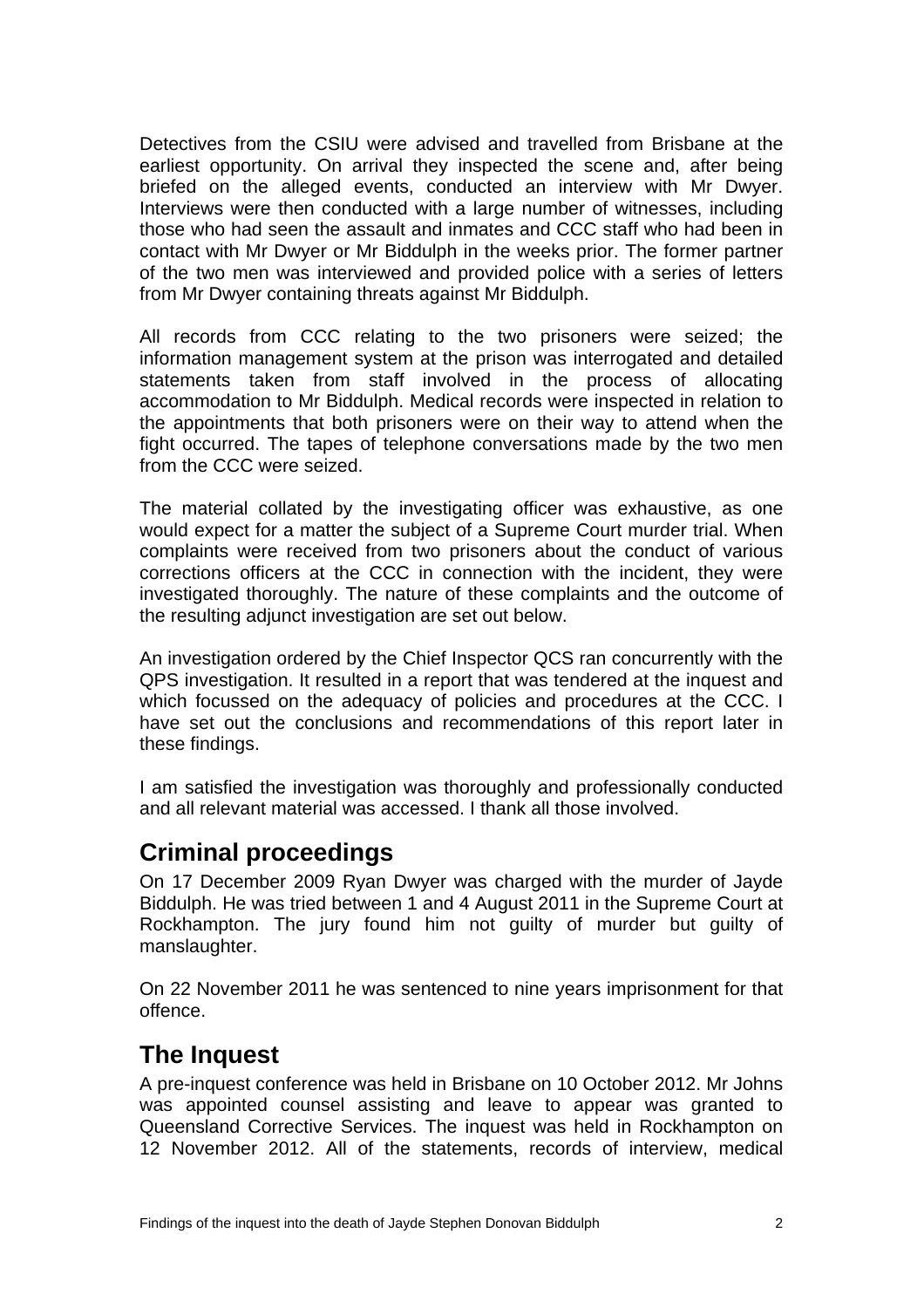Detectives from the CSIU were advised and travelled from Brisbane at the earliest opportunity. On arrival they inspected the scene and, after being briefed on the alleged events, conducted an interview with Mr Dwyer. Interviews were then conducted with a large number of witnesses, including those who had seen the assault and inmates and CCC staff who had been in contact with Mr Dwyer or Mr Biddulph in the weeks prior. The former partner of the two men was interviewed and provided police with a series of letters from Mr Dwyer containing threats against Mr Biddulph.

All records from CCC relating to the two prisoners were seized; the information management system at the prison was interrogated and detailed statements taken from staff involved in the process of allocating accommodation to Mr Biddulph. Medical records were inspected in relation to the appointments that both prisoners were on their way to attend when the fight occurred. The tapes of telephone conversations made by the two men from the CCC were seized.

The material collated by the investigating officer was exhaustive, as one would expect for a matter the subject of a Supreme Court murder trial. When complaints were received from two prisoners about the conduct of various corrections officers at the CCC in connection with the incident, they were investigated thoroughly. The nature of these complaints and the outcome of the resulting adjunct investigation are set out below.

An investigation ordered by the Chief Inspector QCS ran concurrently with the QPS investigation. It resulted in a report that was tendered at the inquest and which focussed on the adequacy of policies and procedures at the CCC. I have set out the conclusions and recommendations of this report later in these findings.

I am satisfied the investigation was thoroughly and professionally conducted and all relevant material was accessed. I thank all those involved.

## Criminal proceedings

On 17 December 2009 Ryan Dwyer was charged with the murder of Jayde Biddulph. He was tried between 1 and 4 August 2011 in the Supreme Court at Rockhampton. The jury found him not guilty of murder but guilty of manslaughter.

On 22 November 2011 he was sentenced to nine years imprisonment for that offence.

## The Inquest

A pre-inquest conference was held in Brisbane on 10 October 2012. Mr Johns was appointed counsel assisting and leave to appear was granted to Queensland Corrective Services. The inquest was held in Rockhampton on 12 November 2012. All of the statements, records of interview, medical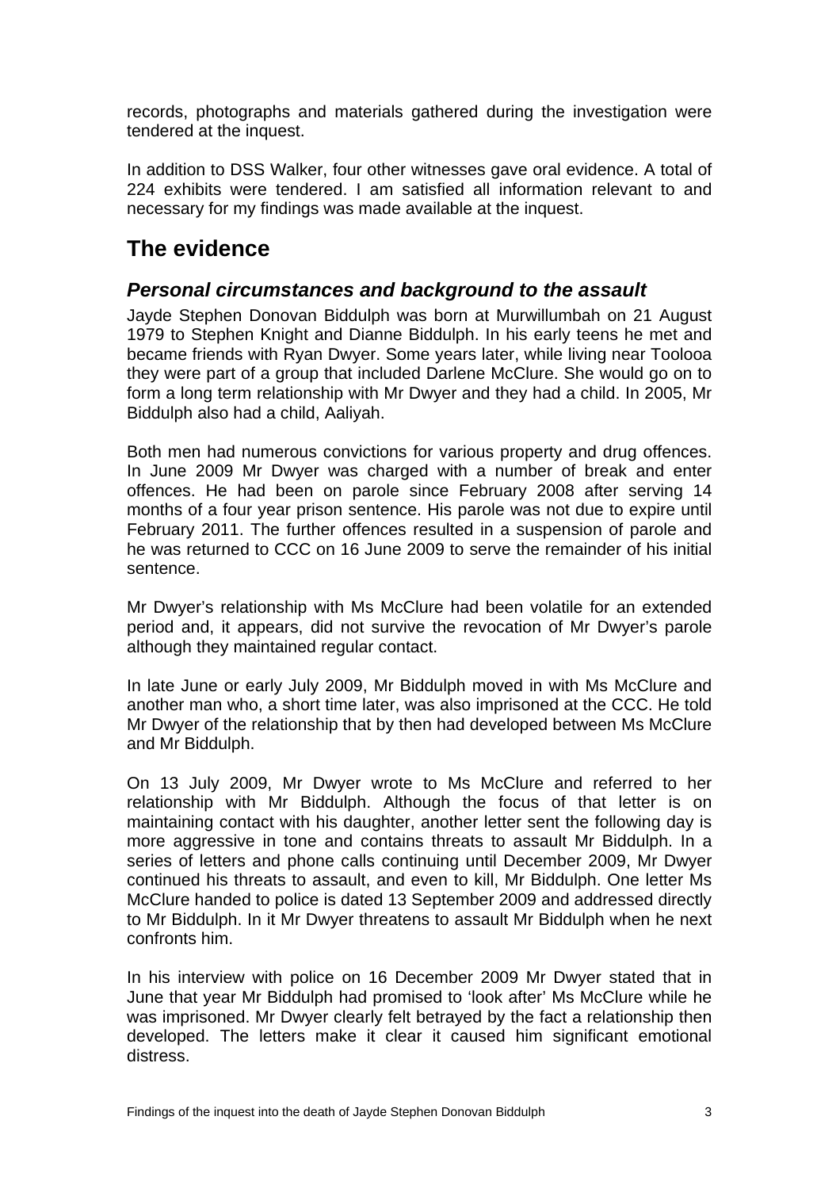records, photographs and materials gathered during the investigation were tendered at the inquest.

In addition to DSS Walker, four other witnesses gave oral evidence. A total of 224 exhibits were tendered. I am satisfied all information relevant to and necessary for my findings was made available at the inquest.

## The evidence

### *Personal circumstances and background to the assault*

Jayde Stephen Donovan Biddulph was born at Murwillumbah on 21 August 1979 to Stephen Knight and Dianne Biddulph. In his early teens he met and became friends with Ryan Dwyer. Some years later, while living near Toolooa they were part of a group that included Darlene McClure. She would go on to form a long term relationship with Mr Dwyer and they had a child. In 2005, Mr Biddulph also had a child, Aaliyah.

Both men had numerous convictions for various property and drug offences. In June 2009 Mr Dwyer was charged with a number of break and enter offences. He had been on parole since February 2008 after serving 14 months of a four year prison sentence. His parole was not due to expire until February 2011. The further offences resulted in a suspension of parole and he was returned to CCC on 16 June 2009 to serve the remainder of his initial sentence.

Mr Dwyer's relationship with Ms McClure had been volatile for an extended period and, it appears, did not survive the revocation of Mr Dwyer's parole although they maintained regular contact.

In late June or early July 2009, Mr Biddulph moved in with Ms McClure and another man who, a short time later, was also imprisoned at the CCC. He told Mr Dwyer of the relationship that by then had developed between Ms McClure and Mr Biddulph.

On 13 July 2009, Mr Dwyer wrote to Ms McClure and referred to her relationship with Mr Biddulph. Although the focus of that letter is on maintaining contact with his daughter, another letter sent the following day is more aggressive in tone and contains threats to assault Mr Biddulph. In a series of letters and phone calls continuing until December 2009, Mr Dwyer continued his threats to assault, and even to kill, Mr Biddulph. One letter Ms McClure handed to police is dated 13 September 2009 and addressed directly to Mr Biddulph. In it Mr Dwyer threatens to assault Mr Biddulph when he next confronts him.

In his interview with police on 16 December 2009 Mr Dwyer stated that in June that year Mr Biddulph had promised to 'look after' Ms McClure while he was imprisoned. Mr Dwyer clearly felt betrayed by the fact a relationship then developed. The letters make it clear it caused him significant emotional distress.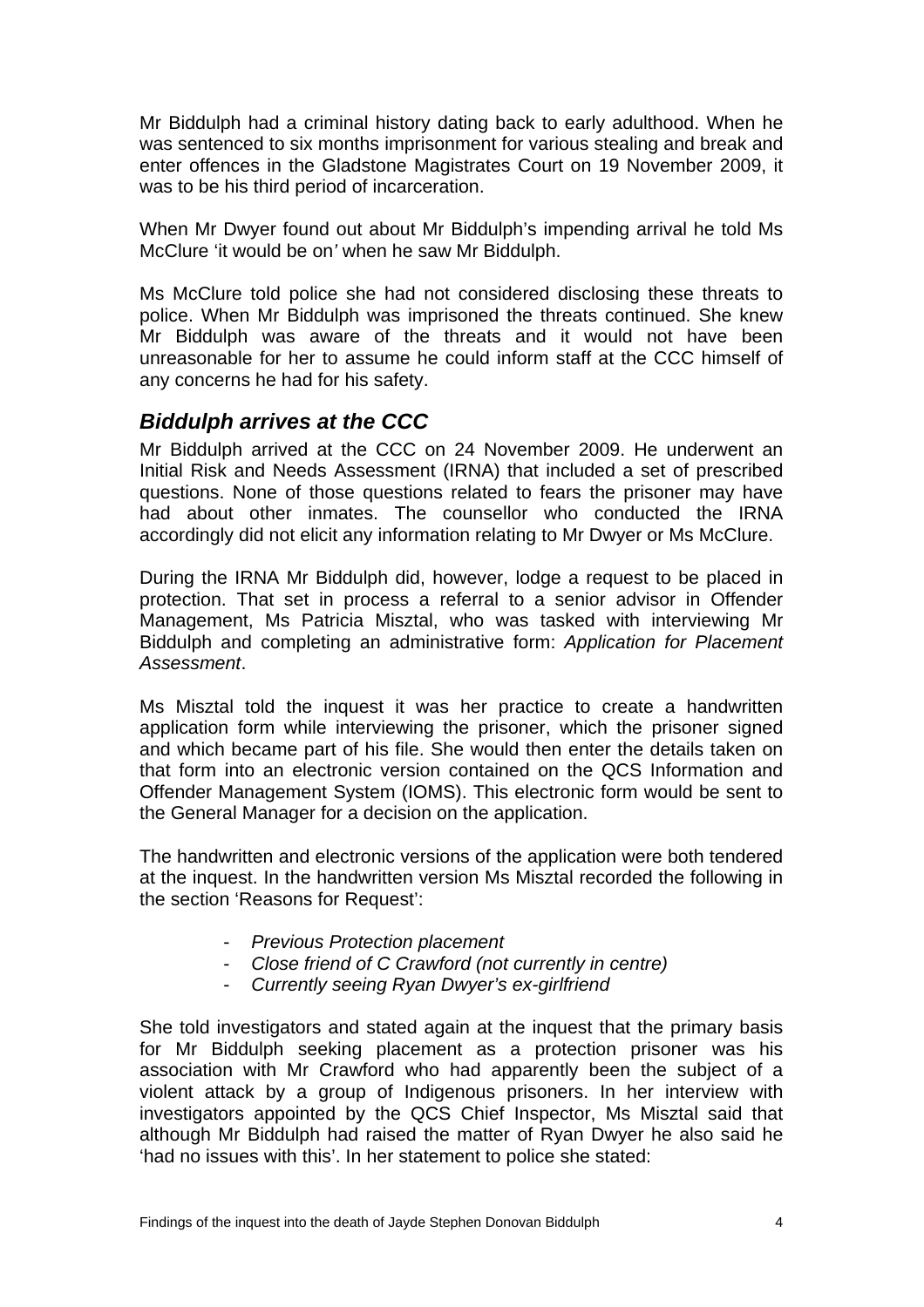Mr Biddulph had a criminal history dating back to early adulthood. When he was sentenced to six months imprisonment for various stealing and break and enter offences in the Gladstone Magistrates Court on 19 November 2009, it was to be his third period of incarceration.

When Mr Dwyer found out about Mr Biddulph's impending arrival he told Ms McClure 'it would be on' when he saw Mr Biddulph.

Ms McClure told police she had not considered disclosing these threats to police. When Mr Biddulph was imprisoned the threats continued. She knew Mr Biddulph was aware of the threats and it would not have been unreasonable for her to assume he could inform staff at the CCC himself of any concerns he had for his safety.

## *Biddulph arrives at the CCC*

Mr Biddulph arrived at the CCC on 24 November 2009. He underwent an Initial Risk and Needs Assessment (IRNA) that included a set of prescribed questions. None of those questions related to fears the prisoner may have had about other inmates. The counsellor who conducted the IRNA accordingly did not elicit any information relating to Mr Dwyer or Ms McClure.

During the IRNA Mr Biddulph did, however, lodge a request to be placed in protection. That set in process a referral to a senior advisor in Offender Management, Ms Patricia Misztal, who was tasked with interviewing Mr Biddulph and completing an administrative form: *Application for Placement Assessment*.

Ms Misztal told the inquest it was her practice to create a handwritten application form while interviewing the prisoner, which the prisoner signed and which became part of his file. She would then enter the details taken on that form into an electronic version contained on the QCS Information and Offender Management System (IOMS). This electronic form would be sent to the General Manager for a decision on the application.

The handwritten and electronic versions of the application were both tendered at the inquest. In the handwritten version Ms Misztal recorded the following in the section 'Reasons for Request':

- *Previous Protection placement*
- *Close friend of C Crawford (not currently in centre)*
- *Currently seeing Ryan Dwyer's ex-girlfriend*

She told investigators and stated again at the inquest that the primary basis for Mr Biddulph seeking placement as a protection prisoner was his association with Mr Crawford who had apparently been the subject of a violent attack by a group of Indigenous prisoners. In her interview with investigators appointed by the QCS Chief Inspector, Ms Misztal said that although Mr Biddulph had raised the matter of Ryan Dwyer he also said he 'had no issues with this'. In her statement to police she stated: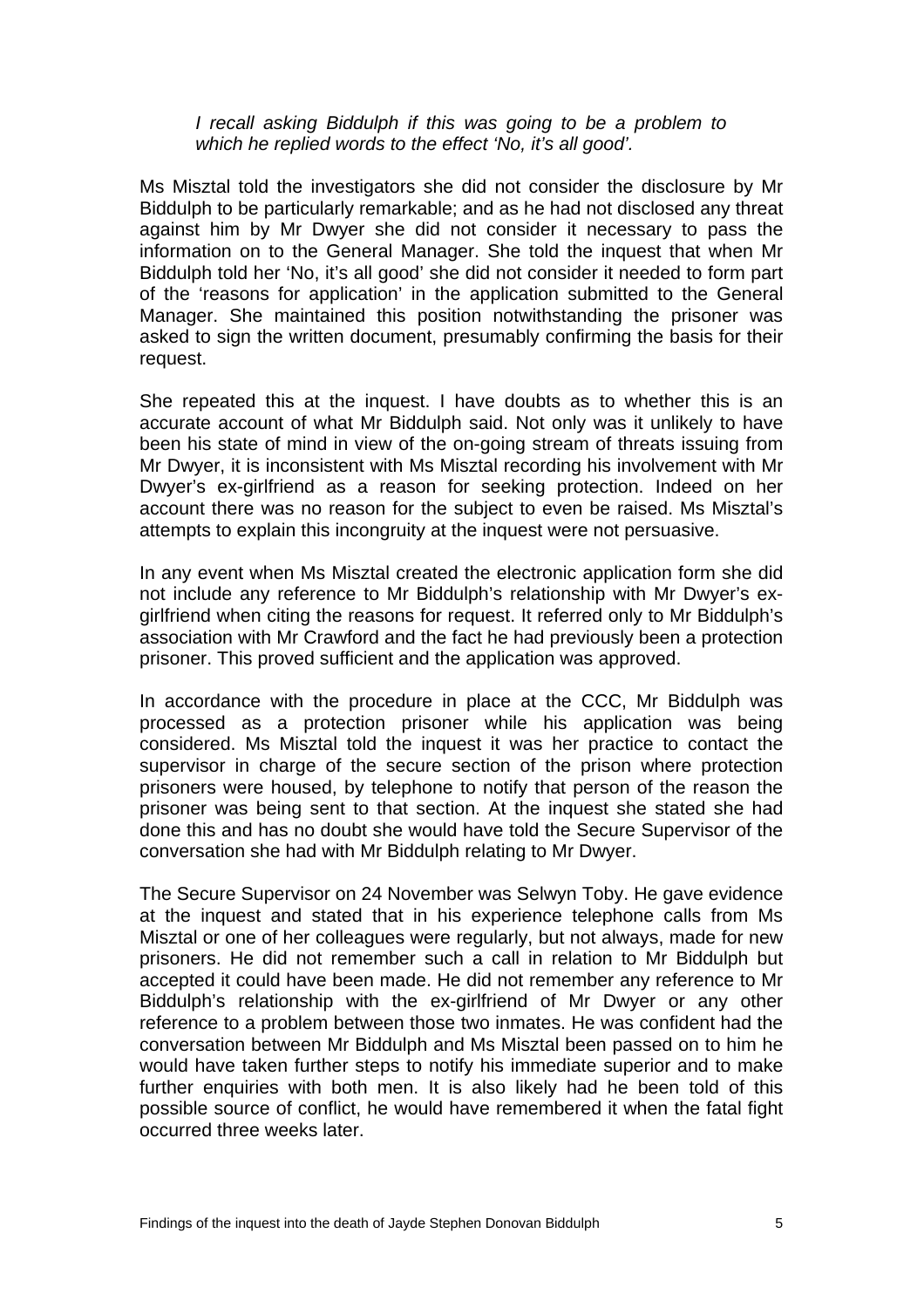> *I recall asking Biddulph if this was going to be a problem to which he replied words to the effect 'No, it's all good'.*

Ms Misztal told the investigators she did not consider the disclosure by Mr Biddulph to be particularly remarkable; and as he had not disclosed any threat against him by Mr Dwyer she did not consider it necessary to pass the information on to the General Manager. She told the inquest that when Mr Biddulph told her 'No, it's all good' she did not consider it needed to form part of the 'reasons for application' in the application submitted to the General Manager. She maintained this position notwithstanding the prisoner was asked to sign the written document, presumably confirming the basis for their request.

She repeated this at the inquest. I have doubts as to whether this is an accurate account of what Mr Biddulph said. Not only was it unlikely to have been his state of mind in view of the on-going stream of threats issuing from Mr Dwyer, it is inconsistent with Ms Misztal recording his involvement with Mr Dwyer's ex-girlfriend as a reason for seeking protection. Indeed on her account there was no reason for the subject to even be raised. Ms Misztal's attempts to explain this incongruity at the inquest were not persuasive.

In any event when Ms Misztal created the electronic application form she did not include any reference to Mr Biddulph's relationship with Mr Dwyer's ex-girlfriend when citing the reasons for request. It referred only to Mr Biddulph's association with Mr Crawford and the fact he had previously been a protection prisoner. This proved sufficient and the application was approved.

In accordance with the procedure in place at the CCC, Mr Biddulph was processed as a protection prisoner while his application was being considered. Ms Misztal told the inquest it was her practice to contact the supervisor in charge of the secure section of the prison where protection prisoners were housed, by telephone to notify that person of the reason the prisoner was being sent to that section. At the inquest she stated she had done this and has no doubt she would have told the Secure Supervisor of the conversation she had with Mr Biddulph relating to Mr Dwyer.

The Secure Supervisor on 24 November was Selwyn Toby. He gave evidence at the inquest and stated that in his experience telephone calls from Ms Misztal or one of her colleagues were regularly, but not always, made for new prisoners. He did not remember such a call in relation to Mr Biddulph but accepted it could have been made. He did not remember any reference to Mr Biddulph's relationship with the ex-girlfriend of Mr Dwyer or any other reference to a problem between those two inmates. He was confident had the conversation between Mr Biddulph and Ms Misztal been passed on to him he would have taken further steps to notify his immediate superior and to make further enquiries with both men. It is also likely had he been told of this possible source of conflict, he would have remembered it when the fatal fight occurred three weeks later.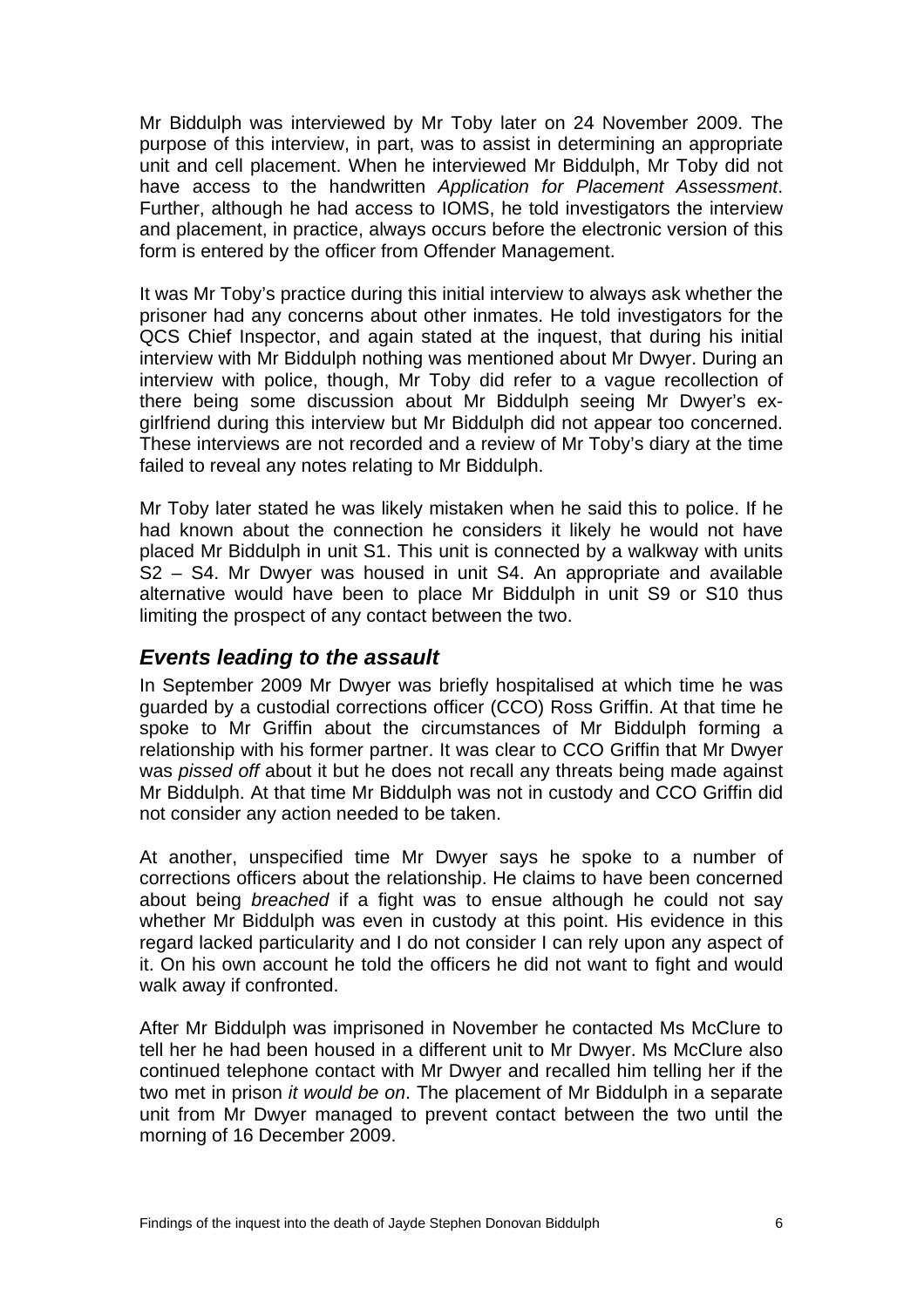Mr Biddulph was interviewed by Mr Toby later on 24 November 2009. The purpose of this interview, in part, was to assist in determining an appropriate unit and cell placement. When he interviewed Mr Biddulph, Mr Toby did not have access to the handwritten *Application for Placement Assessment*. Further, although he had access to IOMS, he told investigators the interview and placement, in practice, always occurs before the electronic version of this form is entered by the officer from Offender Management.

It was Mr Toby's practice during this initial interview to always ask whether the prisoner had any concerns about other inmates. He told investigators for the QCS Chief Inspector, and again stated at the inquest, that during his initial interview with Mr Biddulph nothing was mentioned about Mr Dwyer. During an interview with police, though, Mr Toby did refer to a vague recollection of there being some discussion about Mr Biddulph seeing Mr Dwyer's ex-girlfriend during this interview but Mr Biddulph did not appear too concerned. These interviews are not recorded and a review of Mr Toby's diary at the time failed to reveal any notes relating to Mr Biddulph.

Mr Toby later stated he was likely mistaken when he said this to police. If he had known about the connection he considers it likely he would not have placed Mr Biddulph in unit S1. This unit is connected by a walkway with units S2 – S4. Mr Dwyer was housed in unit S4. An appropriate and available alternative would have been to place Mr Biddulph in unit S9 or S10 thus limiting the prospect of any contact between the two.

## *Events leading to the assault*

In September 2009 Mr Dwyer was briefly hospitalised at which time he was guarded by a custodial corrections officer (CCO) Ross Griffin. At that time he spoke to Mr Griffin about the circumstances of Mr Biddulph forming a relationship with his former partner. It was clear to CCO Griffin that Mr Dwyer was *pissed off* about it but he does not recall any threats being made against Mr Biddulph. At that time Mr Biddulph was not in custody and CCO Griffin did not consider any action needed to be taken.

At another, unspecified time Mr Dwyer says he spoke to a number of corrections officers about the relationship. He claims to have been concerned about being *breached* if a fight was to ensue although he could not say whether Mr Biddulph was even in custody at this point. His evidence in this regard lacked particularity and I do not consider I can rely upon any aspect of it. On his own account he told the officers he did not want to fight and would walk away if confronted.

After Mr Biddulph was imprisoned in November he contacted Ms McClure to tell her he had been housed in a different unit to Mr Dwyer. Ms McClure also continued telephone contact with Mr Dwyer and recalled him telling her if the two met in prison *it would be on*. The placement of Mr Biddulph in a separate unit from Mr Dwyer managed to prevent contact between the two until the morning of 16 December 2009.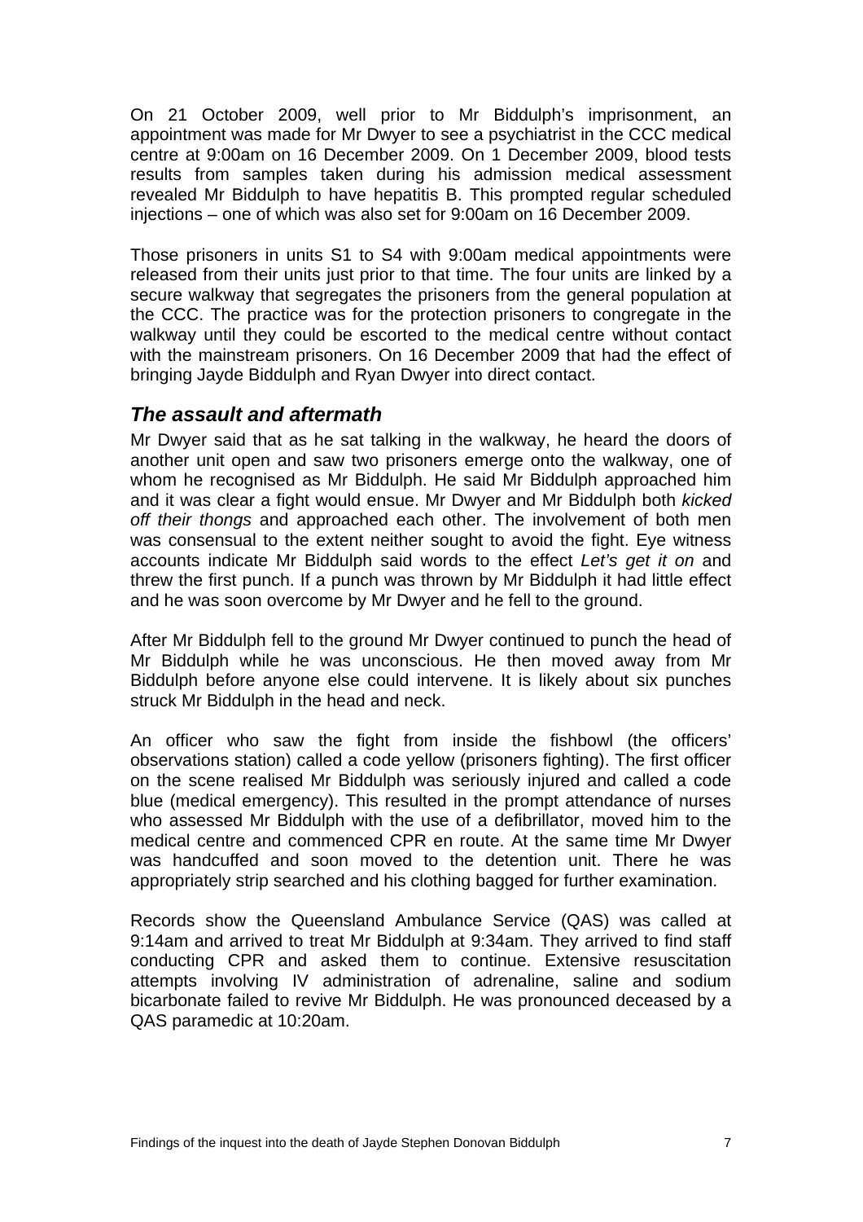On 21 October 2009, well prior to Mr Biddulph's imprisonment, an appointment was made for Mr Dwyer to see a psychiatrist in the CCC medical centre at 9:00am on 16 December 2009. On 1 December 2009, blood tests results from samples taken during his admission medical assessment revealed Mr Biddulph to have hepatitis B. This prompted regular scheduled injections – one of which was also set for 9:00am on 16 December 2009.

Those prisoners in units S1 to S4 with 9:00am medical appointments were released from their units just prior to that time. The four units are linked by a secure walkway that segregates the prisoners from the general population at the CCC. The practice was for the protection prisoners to congregate in the walkway until they could be escorted to the medical centre without contact with the mainstream prisoners. On 16 December 2009 that had the effect of bringing Jayde Biddulph and Ryan Dwyer into direct contact.

## *The assault and aftermath*

Mr Dwyer said that as he sat talking in the walkway, he heard the doors of another unit open and saw two prisoners emerge onto the walkway, one of whom he recognised as Mr Biddulph. He said Mr Biddulph approached him and it was clear a fight would ensue. Mr Dwyer and Mr Biddulph both *kicked off their thongs* and approached each other. The involvement of both men was consensual to the extent neither sought to avoid the fight. Eye witness accounts indicate Mr Biddulph said words to the effect *Let's get it on* and threw the first punch. If a punch was thrown by Mr Biddulph it had little effect and he was soon overcome by Mr Dwyer and he fell to the ground.

After Mr Biddulph fell to the ground Mr Dwyer continued to punch the head of Mr Biddulph while he was unconscious. He then moved away from Mr Biddulph before anyone else could intervene. It is likely about six punches struck Mr Biddulph in the head and neck.

An officer who saw the fight from inside the fishbowl (the officers' observations station) called a code yellow (prisoners fighting). The first officer on the scene realised Mr Biddulph was seriously injured and called a code blue (medical emergency). This resulted in the prompt attendance of nurses who assessed Mr Biddulph with the use of a defibrillator, moved him to the medical centre and commenced CPR en route. At the same time Mr Dwyer was handcuffed and soon moved to the detention unit. There he was appropriately strip searched and his clothing bagged for further examination.

Records show the Queensland Ambulance Service (QAS) was called at 9:14am and arrived to treat Mr Biddulph at 9:34am. They arrived to find staff conducting CPR and asked them to continue. Extensive resuscitation attempts involving IV administration of adrenaline, saline and sodium bicarbonate failed to revive Mr Biddulph. He was pronounced deceased by a QAS paramedic at 10:20am.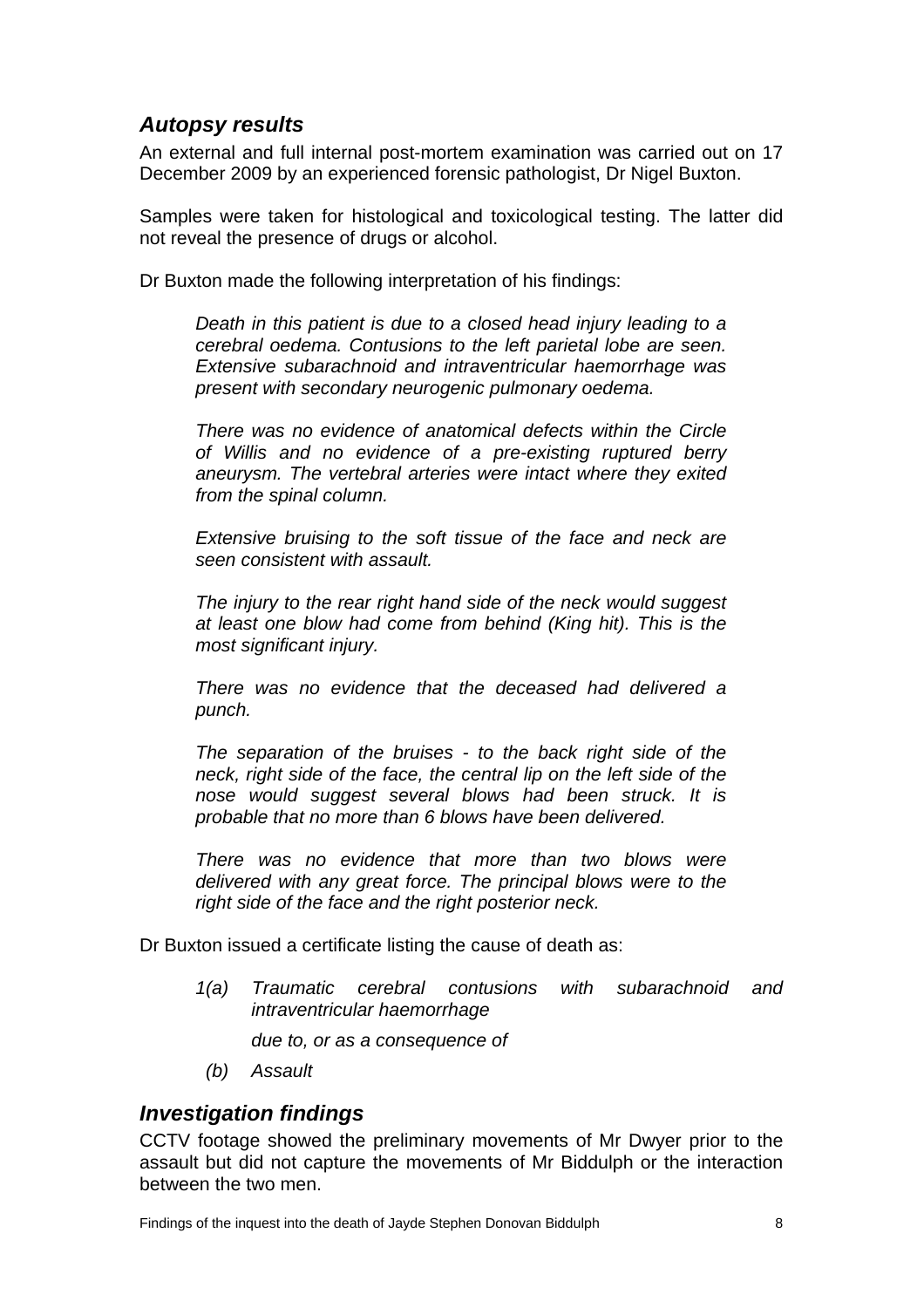## *Autopsy results*

An external and full internal post-mortem examination was carried out on 17 December 2009 by an experienced forensic pathologist, Dr Nigel Buxton.

Samples were taken for histological and toxicological testing. The latter did not reveal the presence of drugs or alcohol.

Dr Buxton made the following interpretation of his findings:

> *Death in this patient is due to a closed head injury leading to a cerebral oedema. Contusions to the left parietal lobe are seen. Extensive subarachnoid and intraventricular haemorrhage was present with secondary neurogenic pulmonary oedema.*
>
> *There was no evidence of anatomical defects within the Circle of Willis and no evidence of a pre-existing ruptured berry aneurysm. The vertebral arteries were intact where they exited from the spinal column.*
>
> *Extensive bruising to the soft tissue of the face and neck are seen consistent with assault.*
>
> *The injury to the rear right hand side of the neck would suggest at least one blow had come from behind (King hit). This is the most significant injury.*
>
> *There was no evidence that the deceased had delivered a punch.*
>
> *The separation of the bruises - to the back right side of the neck, right side of the face, the central lip on the left side of the nose would suggest several blows had been struck. It is probable that no more than 6 blows have been delivered.*
>
> *There was no evidence that more than two blows were delivered with any great force. The principal blows were to the right side of the face and the right posterior neck.*

Dr Buxton issued a certificate listing the cause of death as:

> *1(a) Traumatic cerebral contusions with subarachnoid and intraventricular haemorrhage*
>
> *due to, or as a consequence of*
>
> *(b) Assault*

## *Investigation findings*

CCTV footage showed the preliminary movements of Mr Dwyer prior to the assault but did not capture the movements of Mr Biddulph or the interaction between the two men.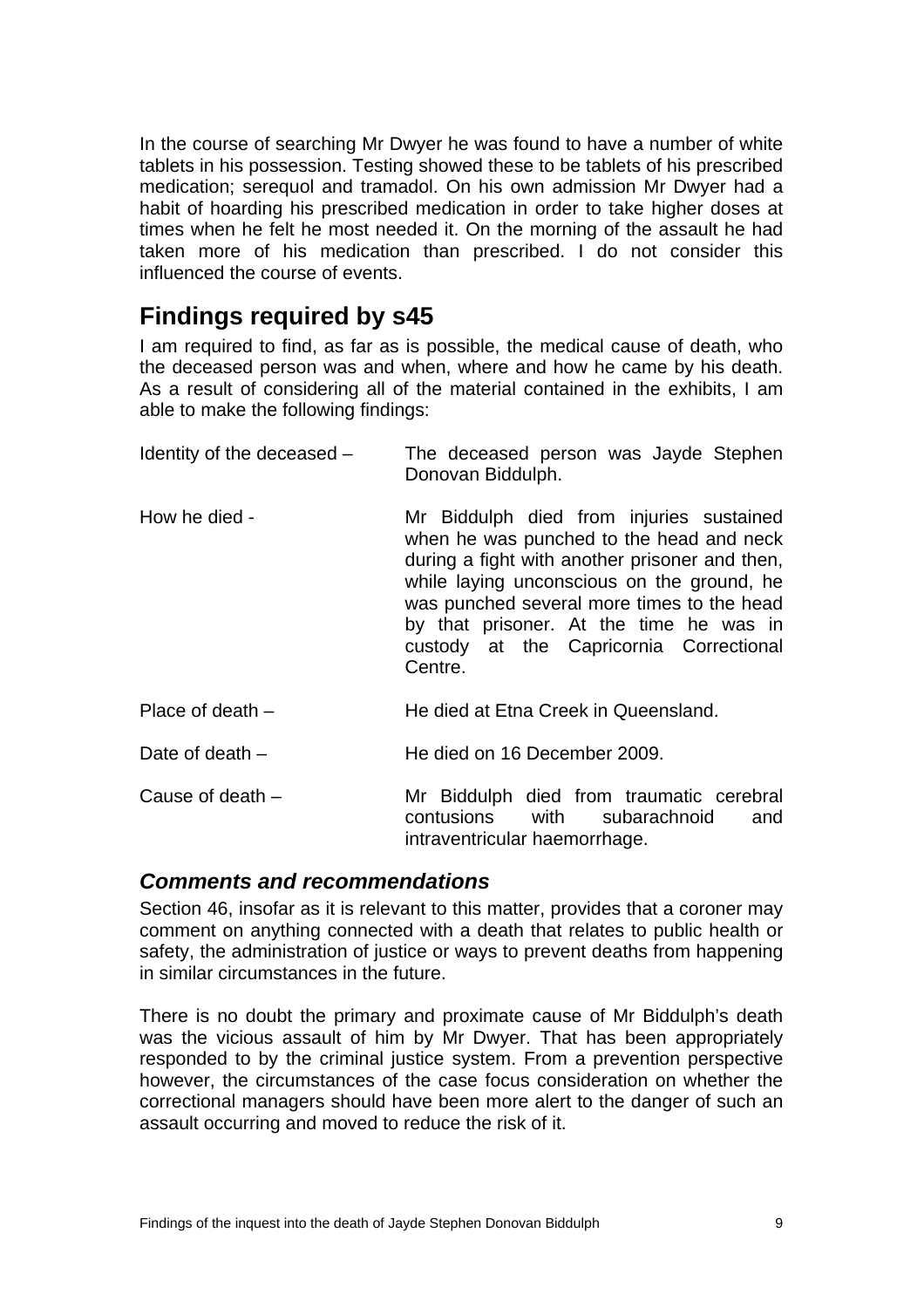In the course of searching Mr Dwyer he was found to have a number of white tablets in his possession. Testing showed these to be tablets of his prescribed medication; serequol and tramadol. On his own admission Mr Dwyer had a habit of hoarding his prescribed medication in order to take higher doses at times when he felt he most needed it. On the morning of the assault he had taken more of his medication than prescribed. I do not consider this influenced the course of events.

## Findings required by s45

I am required to find, as far as is possible, the medical cause of death, who the deceased person was and when, where and how he came by his death. As a result of considering all of the material contained in the exhibits, I am able to make the following findings:

Identity of the deceased – The deceased person was Jayde Stephen Donovan Biddulph.

How he died - Mr Biddulph died from injuries sustained when he was punched to the head and neck during a fight with another prisoner and then, while laying unconscious on the ground, he was punched several more times to the head by that prisoner. At the time he was in custody at the Capricornia Correctional Centre.

Place of death – He died at Etna Creek in Queensland.

Date of death – He died on 16 December 2009.

Cause of death – Mr Biddulph died from traumatic cerebral contusions with subarachnoid and intraventricular haemorrhage.

### *Comments and recommendations*

Section 46, insofar as it is relevant to this matter, provides that a coroner may comment on anything connected with a death that relates to public health or safety, the administration of justice or ways to prevent deaths from happening in similar circumstances in the future.

There is no doubt the primary and proximate cause of Mr Biddulph's death was the vicious assault of him by Mr Dwyer. That has been appropriately responded to by the criminal justice system. From a prevention perspective however, the circumstances of the case focus consideration on whether the correctional managers should have been more alert to the danger of such an assault occurring and moved to reduce the risk of it.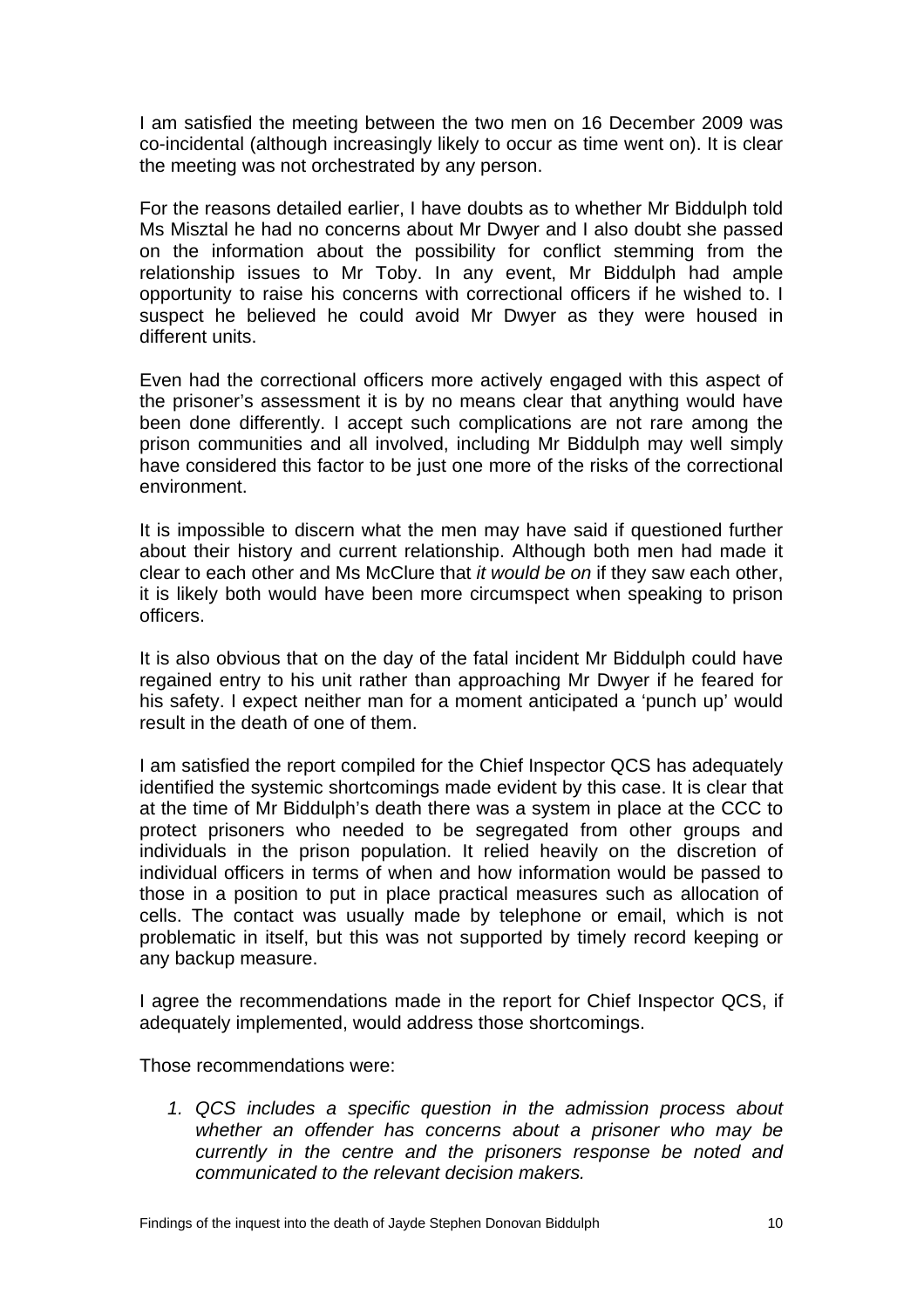I am satisfied the meeting between the two men on 16 December 2009 was co-incidental (although increasingly likely to occur as time went on). It is clear the meeting was not orchestrated by any person.

For the reasons detailed earlier, I have doubts as to whether Mr Biddulph told Ms Misztal he had no concerns about Mr Dwyer and I also doubt she passed on the information about the possibility for conflict stemming from the relationship issues to Mr Toby. In any event, Mr Biddulph had ample opportunity to raise his concerns with correctional officers if he wished to. I suspect he believed he could avoid Mr Dwyer as they were housed in different units.

Even had the correctional officers more actively engaged with this aspect of the prisoner's assessment it is by no means clear that anything would have been done differently. I accept such complications are not rare among the prison communities and all involved, including Mr Biddulph may well simply have considered this factor to be just one more of the risks of the correctional environment.

It is impossible to discern what the men may have said if questioned further about their history and current relationship. Although both men had made it clear to each other and Ms McClure that *it would be on* if they saw each other, it is likely both would have been more circumspect when speaking to prison officers.

It is also obvious that on the day of the fatal incident Mr Biddulph could have regained entry to his unit rather than approaching Mr Dwyer if he feared for his safety. I expect neither man for a moment anticipated a 'punch up' would result in the death of one of them.

I am satisfied the report compiled for the Chief Inspector QCS has adequately identified the systemic shortcomings made evident by this case. It is clear that at the time of Mr Biddulph's death there was a system in place at the CCC to protect prisoners who needed to be segregated from other groups and individuals in the prison population. It relied heavily on the discretion of individual officers in terms of when and how information would be passed to those in a position to put in place practical measures such as allocation of cells. The contact was usually made by telephone or email, which is not problematic in itself, but this was not supported by timely record keeping or any backup measure.

I agree the recommendations made in the report for Chief Inspector QCS, if adequately implemented, would address those shortcomings.

Those recommendations were:

1. *QCS includes a specific question in the admission process about whether an offender has concerns about a prisoner who may be currently in the centre and the prisoners response be noted and communicated to the relevant decision makers.*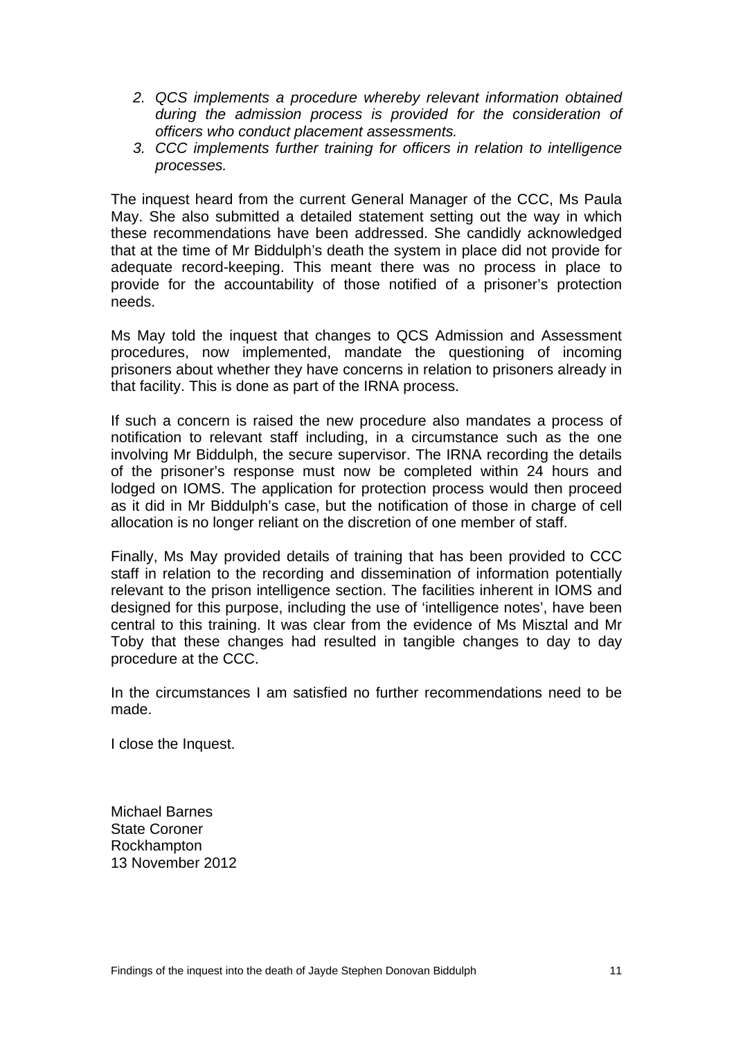2. *QCS implements a procedure whereby relevant information obtained during the admission process is provided for the consideration of officers who conduct placement assessments.*
3. *CCC implements further training for officers in relation to intelligence processes.*

The inquest heard from the current General Manager of the CCC, Ms Paula May. She also submitted a detailed statement setting out the way in which these recommendations have been addressed. She candidly acknowledged that at the time of Mr Biddulph's death the system in place did not provide for adequate record-keeping. This meant there was no process in place to provide for the accountability of those notified of a prisoner's protection needs.

Ms May told the inquest that changes to QCS Admission and Assessment procedures, now implemented, mandate the questioning of incoming prisoners about whether they have concerns in relation to prisoners already in that facility. This is done as part of the IRNA process.

If such a concern is raised the new procedure also mandates a process of notification to relevant staff including, in a circumstance such as the one involving Mr Biddulph, the secure supervisor. The IRNA recording the details of the prisoner's response must now be completed within 24 hours and lodged on IOMS. The application for protection process would then proceed as it did in Mr Biddulph's case, but the notification of those in charge of cell allocation is no longer reliant on the discretion of one member of staff.

Finally, Ms May provided details of training that has been provided to CCC staff in relation to the recording and dissemination of information potentially relevant to the prison intelligence section. The facilities inherent in IOMS and designed for this purpose, including the use of 'intelligence notes', have been central to this training. It was clear from the evidence of Ms Misztal and Mr Toby that these changes had resulted in tangible changes to day to day procedure at the CCC.

In the circumstances I am satisfied no further recommendations need to be made.

I close the Inquest.

Michael Barnes
State Coroner
Rockhampton
13 November 2012